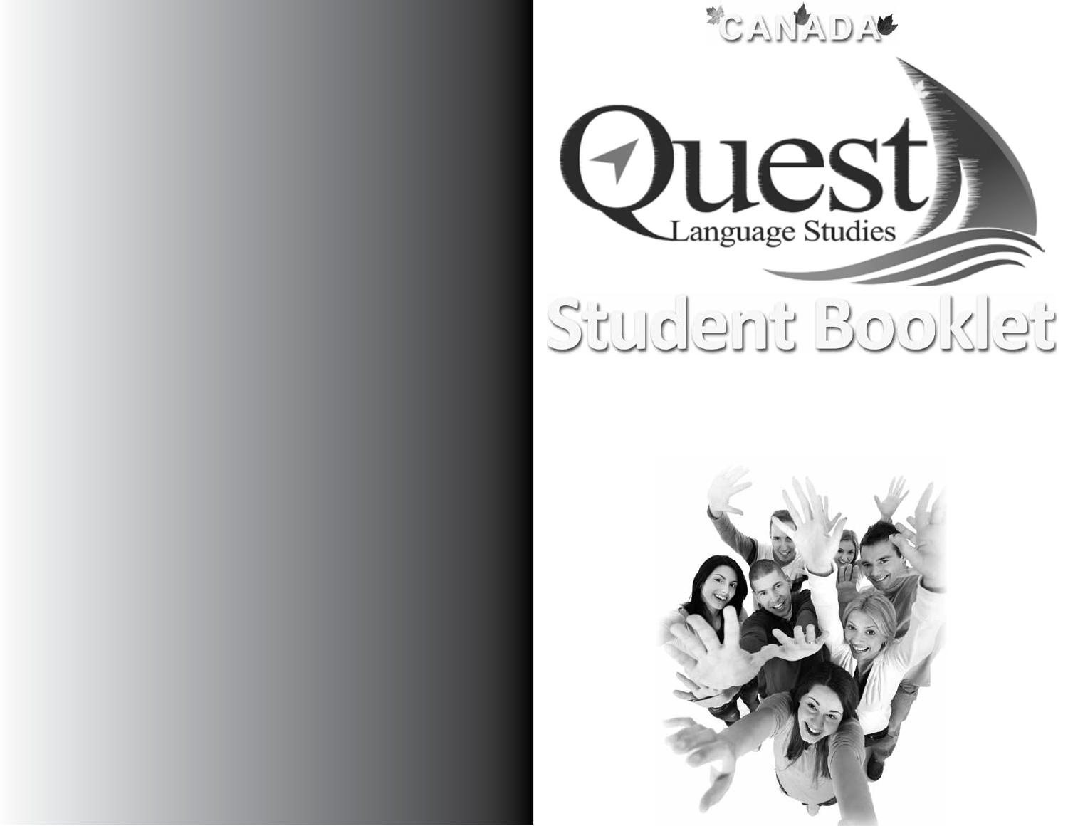CANADA

Quest

Language Studies

# Student Booklet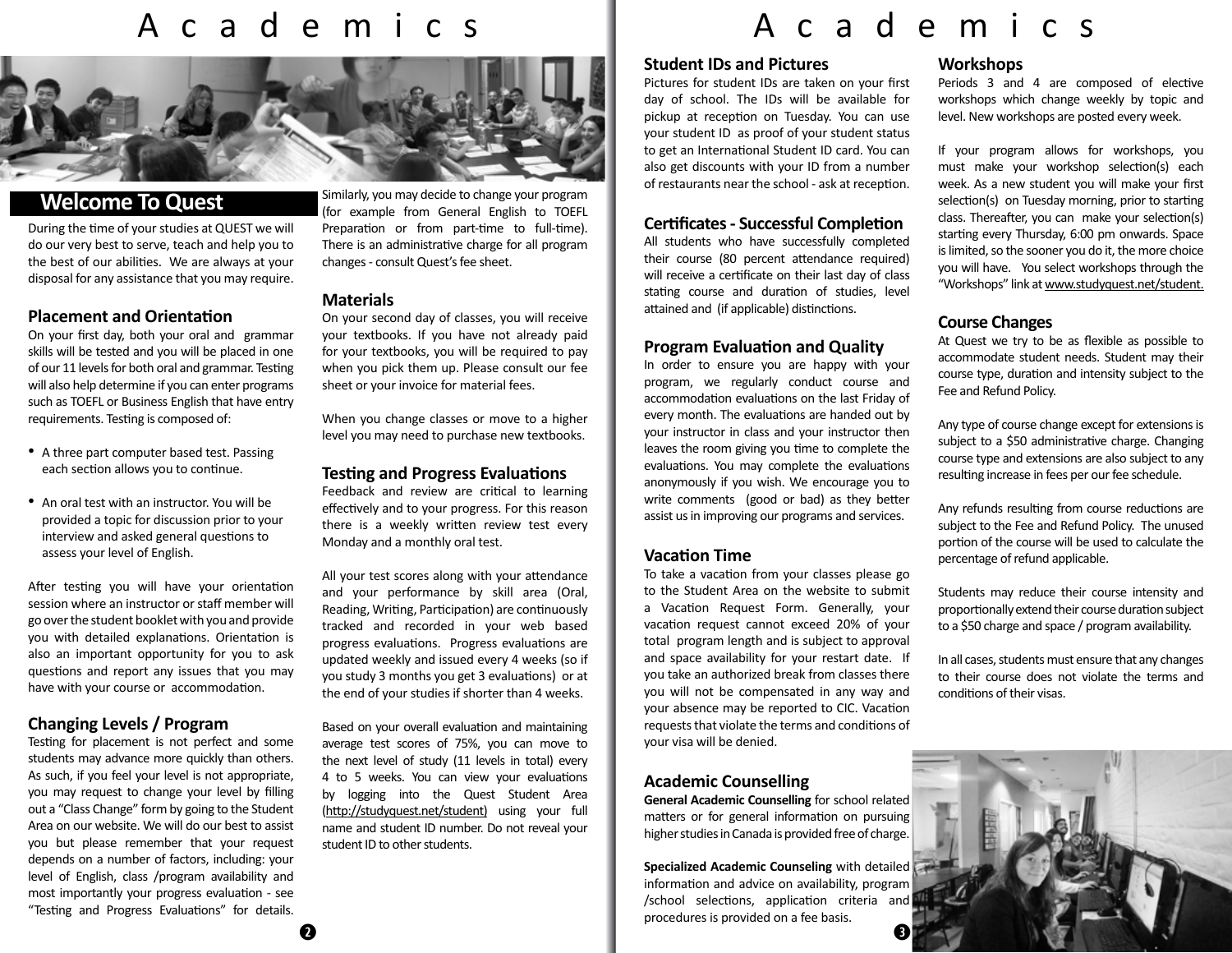# Academics

## Welcome To Quest

During the time of your studies at QUEST we will do our very best to serve, teach and help you to the best of our abilities. We are always at your disposal for any assistance that you may require.

### Placement and Orientation

On your first day, both your oral and grammar skills will be tested and you will be placed in one of our 11 levels for both oral and grammar. Testing will also help determine if you can enter programs such as TOEFL or Business English that have entry requirements. Testing is composed of:

- A three part computer based test. Passing each section allows you to continue.
- An oral test with an instructor. You will be provided a topic for discussion prior to your interview and asked general questions to assess your level of English.

After testing you will have your orientation session where an instructor or staff member will go over the student booklet with you and provide you with detailed explanations. Orientation is also an important opportunity for you to ask questions and report any issues that you may have with your course or accommodation.

### Changing Levels / Program

Testing for placement is not perfect and some students may advance more quickly than others. As such, if you feel your level is not appropriate, you may request to change your level by filling out a "Class Change" form by going to the Student Area on our website. We will do our best to assist you but please remember that your request depends on a number of factors, including: your level of English, class /program availability and most importantly your progress evaluation - see "Testing and Progress Evaluations" for details. Similarly, you may decide to change your program (for example from General English to TOEFL Preparation or from part-time to full-time). There is an administrative charge for all program changes - consult Quest's fee sheet.

### Materials

On your second day of classes, you will receive your textbooks. If you have not already paid for your textbooks, you will be required to pay when you pick them up. Please consult our fee sheet or your invoice for material fees.

When you change classes or move to a higher level you may need to purchase new textbooks.

### Testing and Progress Evaluations

Feedback and review are critical to learning effectively and to your progress. For this reason there is a weekly written review test every Monday and a monthly oral test.

All your test scores along with your attendance and your performance by skill area (Oral, Reading, Writing, Participation) are continuously tracked and recorded in your web based progress evaluations. Progress evaluations are updated weekly and issued every 4 weeks (so if you study 3 months you get 3 evaluations) or at the end of your studies if shorter than 4 weeks.

Based on your overall evaluation and maintaining average test scores of 75%, you can move to the next level of study (11 levels in total) every 4 to 5 weeks. You can view your evaluations by logging into the Quest Student Area (http://studyquest.net/student) using your full name and student ID number. Do not reveal your student ID to other students.

### Student IDs and Pictures

Pictures for student IDs are taken on your first day of school. The IDs will be available for pickup at reception on Tuesday. You can use your student ID as proof of your student status to get an International Student ID card. You can also get discounts with your ID from a number of restaurants near the school - ask at reception.

### Certificates - Successful Completion

All students who have successfully completed their course (80 percent attendance required) will receive a certificate on their last day of class stating course and duration of studies, level attained and (if applicable) distinctions.

### Program Evaluation and Quality

In order to ensure you are happy with your program, we regularly conduct course and accommodation evaluations on the last Friday of every month. The evaluations are handed out by your instructor in class and your instructor then leaves the room giving you time to complete the evaluations. You may complete the evaluations anonymously if you wish. We encourage you to write comments (good or bad) as they better assist us in improving our programs and services.

### Vacation Time

To take a vacation from your classes please go to the Student Area on the website to submit a Vacation Request Form. Generally, your vacation request cannot exceed 20% of your total program length and is subject to approval and space availability for your restart date. If you take an authorized break from classes there you will not be compensated in any way and your absence may be reported to CIC. Vacation requests that violate the terms and conditions of your visa will be denied.

### Academic Counselling

**General Academic Counselling** for school related matters or for general information on pursuing higher studies in Canada is provided free of charge.

**Specialized Academic Counseling** with detailed information and advice on availability, program /school selections, application criteria and procedures is provided on a fee basis.

### Workshops

Periods 3 and 4 are composed of elective workshops which change weekly by topic and level. New workshops are posted every week.

If your program allows for workshops, you must make your workshop selection(s) each week. As a new student you will make your first selection(s) on Tuesday morning, prior to starting class. Thereafter, you can make your selection(s) starting every Thursday, 6:00 pm onwards. Space is limited, so the sooner you do it, the more choice you will have. You select workshops through the "Workshops" link at www.studyquest.net/student.

### Course Changes

At Quest we try to be as flexible as possible to accommodate student needs. Student may their course type, duration and intensity subject to the Fee and Refund Policy.

Any type of course change except for extensions is subject to a $50 administrative charge. Changing course type and extensions are also subject to any resulting increase in fees per our fee schedule.

Any refunds resulting from course reductions are subject to the Fee and Refund Policy. The unused portion of the course will be used to calculate the percentage of refund applicable.

Students may reduce their course intensity and proportionally extend their course duration subject to a $50 charge and space / program availability.

In all cases, students must ensure that any changes to their course does not violate the terms and conditions of their visas.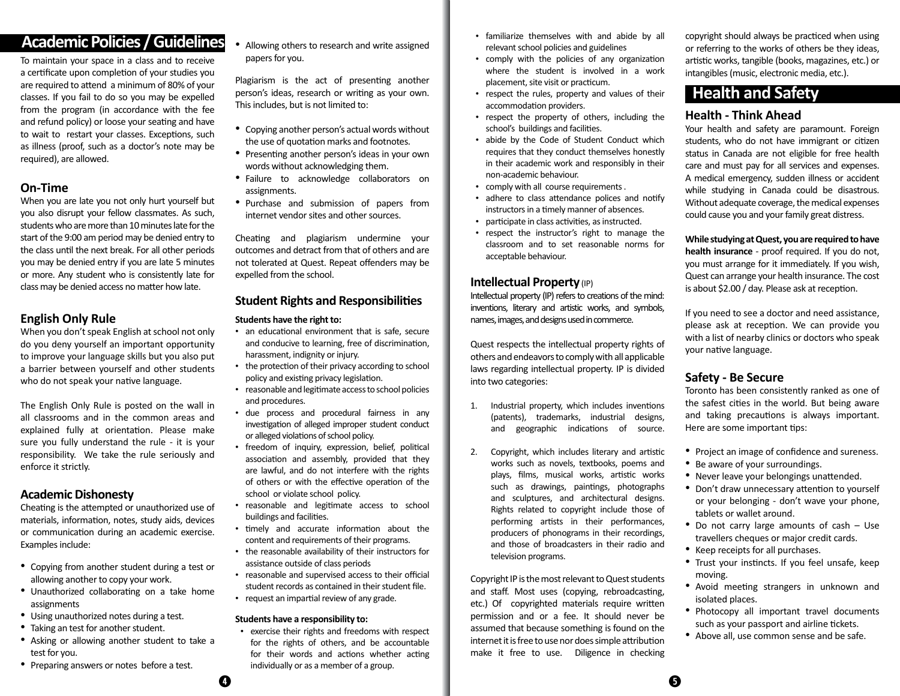# Academic Policies / Guidelines

To maintain your space in a class and to receive a certificate upon completion of your studies you are required to attend a minimum of 80% of your classes. If you fail to do so you may be expelled from the program (in accordance with the fee and refund policy) or loose your seating and have to wait to restart your classes. Exceptions, such as illness (proof, such as a doctor's note may be required), are allowed.

## On-Time

When you are late you not only hurt yourself but you also disrupt your fellow classmates. As such, students who are more than 10 minutes late for the start of the 9:00 am period may be denied entry to the class until the next break. For all other periods you may be denied entry if you are late 5 minutes or more. Any student who is consistently late for class may be denied access no matter how late.

## English Only Rule

When you don't speak English at school not only do you deny yourself an important opportunity to improve your language skills but you also put a barrier between yourself and other students who do not speak your native language.

The English Only Rule is posted on the wall in all classrooms and in the common areas and explained fully at orientation. Please make sure you fully understand the rule - it is your responsibility. We take the rule seriously and enforce it strictly.

## Academic Dishonesty

Cheating is the attempted or unauthorized use of materials, information, notes, study aids, devices or communication during an academic exercise. Examples include:

- Copying from another student during a test or allowing another to copy your work.
- Unauthorized collaborating on a take home assignments
- Using unauthorized notes during a test.
- Taking an test for another student.
- Asking or allowing another student to take a test for you.
- Preparing answers or notes before a test.
- Allowing others to research and write assigned papers for you.

Plagiarism is the act of presenting another person's ideas, research or writing as your own. This includes, but is not limited to:

- Copying another person's actual words without the use of quotation marks and footnotes.
- Presenting another person's ideas in your own words without acknowledging them.
- Failure to acknowledge collaborators on assignments.
- Purchase and submission of papers from internet vendor sites and other sources.

Cheating and plagiarism undermine your outcomes and detract from that of others and are not tolerated at Quest. Repeat offenders may be expelled from the school.

## Student Rights and Responsibilities

**Students have the right to:**

- an educational environment that is safe, secure and conducive to learning, free of discrimination, harassment, indignity or injury.
- the protection of their privacy according to school policy and existing privacy legislation.
- reasonable and legitimate access to school policies and procedures.
- due process and procedural fairness in any investigation of alleged improper student conduct or alleged violations of school policy.
- freedom of inquiry, expression, belief, political association and assembly, provided that they are lawful, and do not interfere with the rights of others or with the effective operation of the school or violate school policy.
- reasonable and legitimate access to school buildings and facilities.
- timely and accurate information about the content and requirements of their programs.
- the reasonable availability of their instructors for assistance outside of class periods
- reasonable and supervised access to their official student records as contained in their student file.
- request an impartial review of any grade.

**Students have a responsibility to:**

- exercise their rights and freedoms with respect for the rights of others, and be accountable for their words and actions whether acting individually or as a member of a group.
- familiarize themselves with and abide by all relevant school policies and guidelines
- comply with the policies of any organization where the student is involved in a work placement, site visit or practicum.
- respect the rules, property and values of their accommodation providers.
- respect the property of others, including the school's buildings and facilities.
- abide by the Code of Student Conduct which requires that they conduct themselves honestly in their academic work and responsibly in their non-academic behaviour.
- comply with all course requirements .
- adhere to class attendance polices and notify instructors in a timely manner of absences.
- participate in class activities, as instructed.
- respect the instructor's right to manage the classroom and to set reasonable norms for acceptable behaviour.

## Intellectual Property (IP)

Intellectual property (IP) refers to creations of the mind: inventions, literary and artistic works, and symbols, names, images, and designs used in commerce.

Quest respects the intellectual property rights of others and endeavors to comply with all applicable laws regarding intellectual property. IP is divided into two categories:

1. Industrial property, which includes inventions (patents), trademarks, industrial designs, and geographic indications of source.
2. Copyright, which includes literary and artistic works such as novels, textbooks, poems and plays, films, musical works, artistic works such as drawings, paintings, photographs and sculptures, and architectural designs. Rights related to copyright include those of performing artists in their performances, producers of phonograms in their recordings, and those of broadcasters in their radio and television programs.

Copyright IP is the most relevant to Quest students and staff. Most uses (copying, rebroadcasting, etc.) Of copyrighted materials require written permission and or a fee. It should never be assumed that because something is found on the internet it is free to use nor does simple attribution make it free to use. Diligence in checking copyright should always be practiced when using or referring to the works of others be they ideas, artistic works, tangible (books, magazines, etc.) or intangibles (music, electronic media, etc.).

# Health and Safety

## Health - Think Ahead

Your health and safety are paramount. Foreign students, who do not have immigrant or citizen status in Canada are not eligible for free health care and must pay for all services and expenses. A medical emergency, sudden illness or accident while studying in Canada could be disastrous. Without adequate coverage, the medical expenses could cause you and your family great distress.

**While studying at Quest, you are required to have health insurance** - proof required. If you do not, you must arrange for it immediately. If you wish, Quest can arrange your health insurance. The cost is about $2.00 / day. Please ask at reception.

If you need to see a doctor and need assistance, please ask at reception. We can provide you with a list of nearby clinics or doctors who speak your native language.

## Safety - Be Secure

Toronto has been consistently ranked as one of the safest cities in the world. But being aware and taking precautions is always important. Here are some important tips:

- Project an image of confidence and sureness.
- Be aware of your surroundings.
- Never leave your belongings unattended.
- Don't draw unnecessary attention to yourself or your belonging - don't wave your phone, tablets or wallet around.
- Do not carry large amounts of cash – Use travellers cheques or major credit cards.
- Keep receipts for all purchases.
- Trust your instincts. If you feel unsafe, keep moving.
- Avoid meeting strangers in unknown and isolated places.
- Photocopy all important travel documents such as your passport and airline tickets.
- Above all, use common sense and be safe.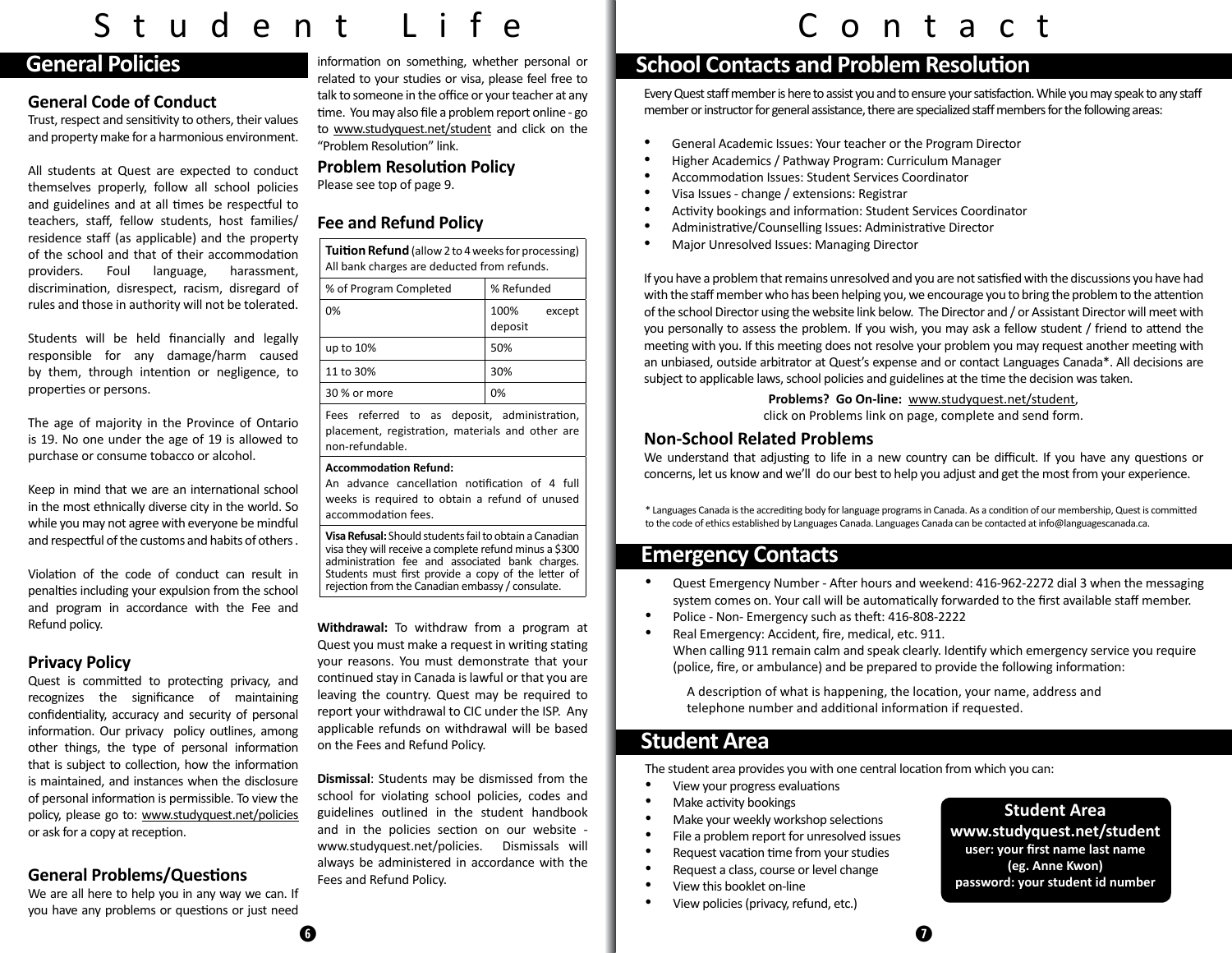# Student Life

## General Policies

### General Code of Conduct

Trust, respect and sensitivity to others, their values and property make for a harmonious environment.

All students at Quest are expected to conduct themselves properly, follow all school policies and guidelines and at all times be respectful to teachers, staff, fellow students, host families/ residence staff (as applicable) and the property of the school and that of their accommodation providers. Foul language, harassment, discrimination, disrespect, racism, disregard of rules and those in authority will not be tolerated.

Students will be held financially and legally responsible for any damage/harm caused by them, through intention or negligence, to properties or persons.

The age of majority in the Province of Ontario is 19. No one under the age of 19 is allowed to purchase or consume tobacco or alcohol.

Keep in mind that we are an international school in the most ethnically diverse city in the world. So while you may not agree with everyone be mindful and respectful of the customs and habits of others .

Violation of the code of conduct can result in penalties including your expulsion from the school and program in accordance with the Fee and Refund policy.

### Privacy Policy

Quest is committed to protecting privacy, and recognizes the significance of maintaining confidentiality, accuracy and security of personal information. Our privacy policy outlines, among other things, the type of personal information that is subject to collection, how the information is maintained, and instances when the disclosure of personal information is permissible. To view the policy, please go to: www.studyquest.net/policies or ask for a copy at reception.

### General Problems/Questions

We are all here to help you in any way we can. If you have any problems or questions or just need information on something, whether personal or related to your studies or visa, please feel free to talk to someone in the office or your teacher at any time. You may also file a problem report online - go to www.studyquest.net/student and click on the "Problem Resolution" link.

### Problem Resolution Policy

Please see top of page 9.

### Fee and Refund Policy

| **Tuition Refund** (allow 2 to 4 weeks for processing) All bank charges are deducted from refunds. | |
|---|---|
| % of Program Completed | % Refunded |
| 0% | 100% except deposit |
| up to 10% | 50% |
| 11 to 30% | 30% |
| 30 % or more | 0% |
| Fees referred to as deposit, administration, placement, registration, materials and other are non-refundable. | |
| **Accommodation Refund:** An advance cancellation notification of 4 full weeks is required to obtain a refund of unused accommodation fees. | |
| **Visa Refusal:** Should students fail to obtain a Canadian visa they will receive a complete refund minus a $300 administration fee and associated bank charges. Students must first provide a copy of the letter of rejection from the Canadian embassy / consulate. | |

**Withdrawal:** To withdraw from a program at Quest you must make a request in writing stating your reasons. You must demonstrate that your continued stay in Canada is lawful or that you are leaving the country. Quest may be required to report your withdrawal to CIC under the ISP. Any applicable refunds on withdrawal will be based on the Fees and Refund Policy.

**Dismissal**: Students may be dismissed from the school for violating school policies, codes and guidelines outlined in the student handbook and in the policies section on our website - www.studyquest.net/policies. Dismissals will always be administered in accordance with the Fees and Refund Policy.

# Contact

## School Contacts and Problem Resolution

Every Quest staff member is here to assist you and to ensure your satisfaction. While you may speak to any staff member or instructor for general assistance, there are specialized staff members for the following areas:

- General Academic Issues: Your teacher or the Program Director
- Higher Academics / Pathway Program: Curriculum Manager
- Accommodation Issues: Student Services Coordinator
- Visa Issues - change / extensions: Registrar
- Activity bookings and information: Student Services Coordinator
- Administrative/Counselling Issues: Administrative Director
- Major Unresolved Issues: Managing Director

If you have a problem that remains unresolved and you are not satisfied with the discussions you have had with the staff member who has been helping you, we encourage you to bring the problem to the attention of the school Director using the website link below. The Director and / or Assistant Director will meet with you personally to assess the problem. If you wish, you may ask a fellow student / friend to attend the meeting with you. If this meeting does not resolve your problem you may request another meeting with an unbiased, outside arbitrator at Quest's expense and or contact Languages Canada*. All decisions are subject to applicable laws, school policies and guidelines at the time the decision was taken.

**Problems? Go On-line:** www.studyquest.net/student,
click on Problems link on page, complete and send form.

### Non-School Related Problems

We understand that adjusting to life in a new country can be difficult. If you have any questions or concerns, let us know and we'll do our best to help you adjust and get the most from your experience.

\* Languages Canada is the accrediting body for language programs in Canada. As a condition of our membership, Quest is committed to the code of ethics established by Languages Canada. Languages Canada can be contacted at info@languagescanada.ca.

## Emergency Contacts

- Quest Emergency Number - After hours and weekend: 416-962-2272 dial 3 when the messaging system comes on. Your call will be automatically forwarded to the first available staff member.
- Police - Non- Emergency such as theft: 416-808-2222
- Real Emergency: Accident, fire, medical, etc. 911.
  When calling 911 remain calm and speak clearly. Identify which emergency service you require (police, fire, or ambulance) and be prepared to provide the following information:

  A description of what is happening, the location, your name, address and telephone number and additional information if requested.

## Student Area

The student area provides you with one central location from which you can:

- View your progress evaluations
- Make activity bookings
- Make your weekly workshop selections
- File a problem report for unresolved issues
- Request vacation time from your studies
- Request a class, course or level change
- View this booklet on-line
- View policies (privacy, refund, etc.)

**Student Area**
**www.studyquest.net/student**
**user: your first name last name**
**(eg. Anne Kwon)**
**password: your student id number**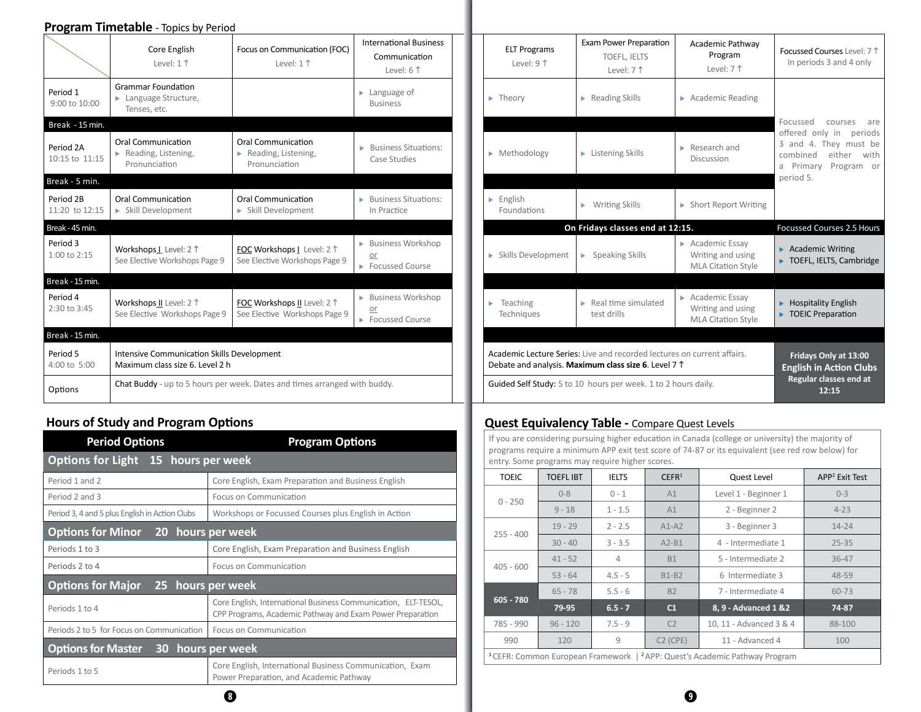## Program Timetable - Topics by Period

| | Core English Level: 1 ↑ | Focus on Communication (FOC) Level: 1 ↑ | International Business Communication Level: 6 ↑ | ELT Programs Level: 9 ↑ | Exam Power Preparation TOEFL, IELTS Level: 7 ↑ | Academic Pathway Program Level: 7 ↑ | Focussed Courses Level: 7 ↑ In periods 3 and 4 only |
|---|---|---|---|---|---|---|---|
| Period 1 9:00 to 10:00 | Grammar Foundation ▸ Language Structure, Tenses, etc. | | ▸ Language of Business | ▸ Theory | ▸ Reading Skills | ▸ Academic Reading | Focussed courses are offered only in periods 3 and 4. They must be combined either with a Primary Program or period 5. |
| Break - 15 min. | | | | | | | |
| Period 2A 10:15 to 11:15 | Oral Communication ▸ Reading, Listening, Pronunciation | Oral Communication ▸ Reading, Listening, Pronunciation | ▸ Business Situations: Case Studies | ▸ Methodology | ▸ Listening Skills | ▸ Research and Discussion | |
| Break - 5 min. | | | | | | | |
| Period 2B 11:20 to 12:15 | Oral Communication ▸ Skill Development | Oral Communication ▸ Skill Development | ▸ Business Situations: In Practice | ▸ English Foundations | ▸ Writing Skills | ▸ Short Report Writing | |
| Break - 45 min. | | | | On Fridays classes end at 12:15. | | | Focussed Courses 2.5 Hours |
| Period 3 1:00 to 2:15 | Workshops I Level: 2 ↑ See Elective Workshops Page 9 | FOC Workshops I Level: 2 ↑ See Elective Workshops Page 9 | ▸ Business Workshop or ▸ Focussed Course | ▸ Skills Development | ▸ Speaking Skills | ▸ Academic Essay Writing and using MLA Citation Style | ▸ Academic Writing ▸ TOEFL, IELTS, Cambridge |
| Break - 15 min. | | | | | | | |
| Period 4 2:30 to 3:45 | Workshops II Level: 2 ↑ See Elective Workshops Page 9 | FOC Workshops II Level: 2 ↑ See Elective Workshops Page 9 | ▸ Business Workshop or ▸ Focussed Course | ▸ Teaching Techniques | ▸ Real time simulated test drills | ▸ Academic Essay Writing and using MLA Citation Style | ▸ Hospitality English ▸ TOEIC Preparation |
| Break - 15 min. | | | | | | | |
| Period 5 4:00 to 5:00 | Intensive Communication Skills Development Maximum class size 6. Level 2 h | | | Academic Lecture Series: Live and recorded lectures on current affairs. Debate and analysis. **Maximum class size 6.** Level 7 ↑ | | | **Fridays Only at 13:00 English in Action Clubs Regular classes end at 12:15** |
| Options | Chat Buddy - up to 5 hours per week. Dates and times arranged with buddy. | | | Guided Self Study: 5 to 10 hours per week. 1 to 2 hours daily. | | | |

## Hours of Study and Program Options

| Period Options | Program Options |
|---|---|
| **Options for Light 15 hours per week** | |
| Period 1 and 2 | Core English, Exam Preparation and Business English |
| Period 2 and 3 | Focus on Communication |
| Period 3, 4 and 5 plus English in Action Clubs | Workshops or Focussed Courses plus English in Action |
| **Options for Minor 20 hours per week** | |
| Periods 1 to 3 | Core English, Exam Preparation and Business English |
| Periods 2 to 4 | Focus on Communication |
| **Options for Major 25 hours per week** | |
| Periods 1 to 4 | Core English, International Business Communication, ELT-TESOL, CPP Programs, Academic Pathway and Exam Power Preparation |
| Periods 2 to 5 for Focus on Communication | Focus on Communication |
| **Options for Master 30 hours per week** | |
| Periods 1 to 5 | Core English, International Business Communication, Exam Power Preparation, and Academic Pathway |

## Quest Equivalency Table - Compare Quest Levels

If you are considering pursuing higher education in Canada (college or university) the majority of programs require a minimum APP exit test score of 74-87 or its equivalent (see red row below) for entry. Some programs may require higher scores.

| TOEIC | TOEFL IBT | IELTS | CEFR[1] | Quest Level | APP[2] Exit Test |
|---|---|---|---|---|---|
| 0 - 250 | 0-8 | 0 - 1 | A1 | Level 1 - Beginner 1 | 0-3 |
| | 9 - 18 | 1 - 1.5 | A1 | 2 - Beginner 2 | 4-23 |
| 255 - 400 | 19 - 29 | 2 - 2.5 | A1-A2 | 3 - Beginner 3 | 14-24 |
| | 30 - 40 | 3 - 3.5 | A2-B1 | 4 - Intermediate 1 | 25-35 |
| 405 - 600 | 41 - 52 | 4 | B1 | 5 - Intermediate 2 | 36-47 |
| | 53 - 64 | 4.5 - 5 | B1-B2 | 6 Intermediate 3 | 48-59 |
| 605 - 780 | 65 - 78 | 5.5 - 6 | B2 | 7 - Intermediate 4 | 60-73 |
| | **79-95** | **6.5 - 7** | **C1** | **8, 9 - Advanced 1 &2** | **74-87** |
| 785 - 990 | 96 - 120 | 7.5 - 9 | C2 | 10, 11 - Advanced 3 & 4 | 88-100 |
| 990 | 120 | 9 | C2 (CPE) | 11 - Advanced 4 | 100 |

[1] CEFR: Common European Framework | [2] APP: Quest's Academic Pathway Program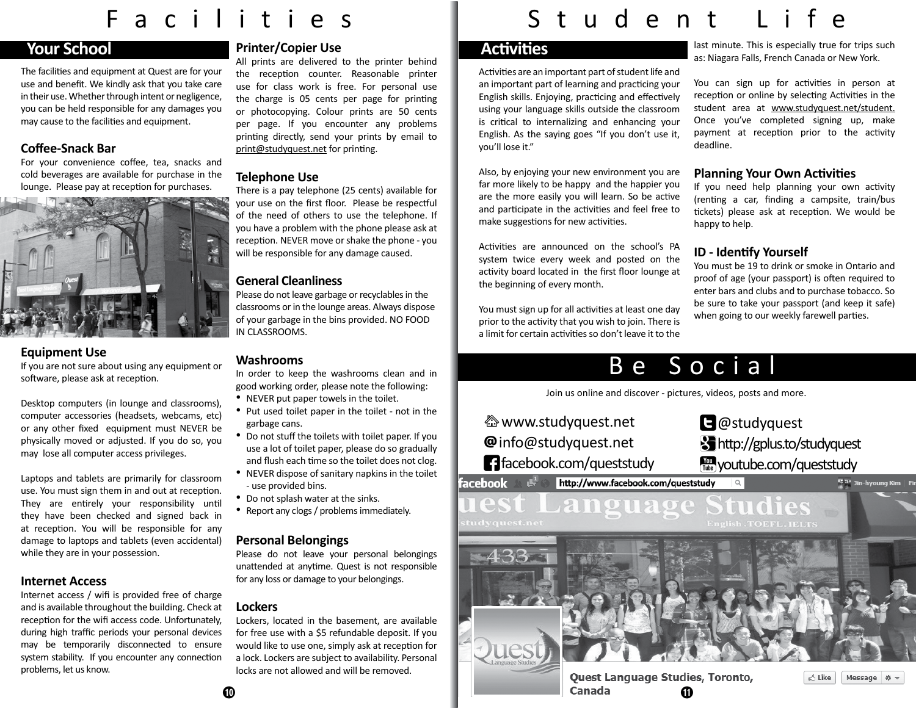# Facilities

## Your School

The facilities and equipment at Quest are for your use and benefit. We kindly ask that you take care in their use. Whether through intent or negligence, you can be held responsible for any damages you may cause to the facilities and equipment.

### Coffee-Snack Bar

For your convenience coffee, tea, snacks and cold beverages are available for purchase in the lounge. Please pay at reception for purchases.

### Equipment Use

If you are not sure about using any equipment or software, please ask at reception.

Desktop computers (in lounge and classrooms), computer accessories (headsets, webcams, etc) or any other fixed equipment must NEVER be physically moved or adjusted. If you do so, you may lose all computer access privileges.

Laptops and tablets are primarily for classroom use. You must sign them in and out at reception. They are entirely your responsibility until they have been checked and signed back in at reception. You will be responsible for any damage to laptops and tablets (even accidental) while they are in your possession.

### Internet Access

Internet access / wifi is provided free of charge and is available throughout the building. Check at reception for the wifi access code. Unfortunately, during high traffic periods your personal devices may be temporarily disconnected to ensure system stability. If you encounter any connection problems, let us know.

### Printer/Copier Use

All prints are delivered to the printer behind the reception counter. Reasonable printer use for class work is free. For personal use the charge is 05 cents per page for printing or photocopying. Colour prints are 50 cents per page. If you encounter any problems printing directly, send your prints by email to print@studyquest.net for printing.

### Telephone Use

There is a pay telephone (25 cents) available for your use on the first floor. Please be respectful of the need of others to use the telephone. If you have a problem with the phone please ask at reception. NEVER move or shake the phone - you will be responsible for any damage caused.

### General Cleanliness

Please do not leave garbage or recyclables in the classrooms or in the lounge areas. Always dispose of your garbage in the bins provided. NO FOOD IN CLASSROOMS.

### Washrooms

In order to keep the washrooms clean and in good working order, please note the following:

- NEVER put paper towels in the toilet.
- Put used toilet paper in the toilet - not in the garbage cans.
- Do not stuff the toilets with toilet paper. If you use a lot of toilet paper, please do so gradually and flush each time so the toilet does not clog.
- NEVER dispose of sanitary napkins in the toilet - use provided bins.
- Do not splash water at the sinks.
- Report any clogs / problems immediately.

### Personal Belongings

Please do not leave your personal belongings unattended at anytime. Quest is not responsible for any loss or damage to your belongings.

### Lockers

Lockers, located in the basement, are available for free use with a $5 refundable deposit. If you would like to use one, simply ask at reception for a lock. Lockers are subject to availability. Personal locks are not allowed and will be removed.

# Student Life

## Activities

Activities are an important part of student life and an important part of learning and practicing your English skills. Enjoying, practicing and effectively using your language skills outside the classroom is critical to internalizing and enhancing your English. As the saying goes "If you don't use it, you'll lose it."

Also, by enjoying your new environment you are far more likely to be happy and the happier you are the more easily you will learn. So be active and participate in the activities and feel free to make suggestions for new activities.

Activities are announced on the school's PA system twice every week and posted on the activity board located in the first floor lounge at the beginning of every month.

You must sign up for all activities at least one day prior to the activity that you wish to join. There is a limit for certain activities so don't leave it to the last minute. This is especially true for trips such as: Niagara Falls, French Canada or New York.

You can sign up for activities in person at reception or online by selecting Activities in the student area at www.studyquest.net/student. Once you've completed signing up, make payment at reception prior to the activity deadline.

### Planning Your Own Activities

If you need help planning your own activity (renting a car, finding a campsite, train/bus tickets) please ask at reception. We would be happy to help.

### ID - Identify Yourself

You must be 19 to drink or smoke in Ontario and proof of age (your passport) is often required to enter bars and clubs and to purchase tobacco. So be sure to take your passport (and keep it safe) when going to our weekly farewell parties.

# Be Social

Join us online and discover - pictures, videos, posts and more.

- www.studyquest.net
- info@studyquest.net
- facebook.com/queststudy
- @studyquest
- http://gplus.to/studyquest
- youtube.com/queststudy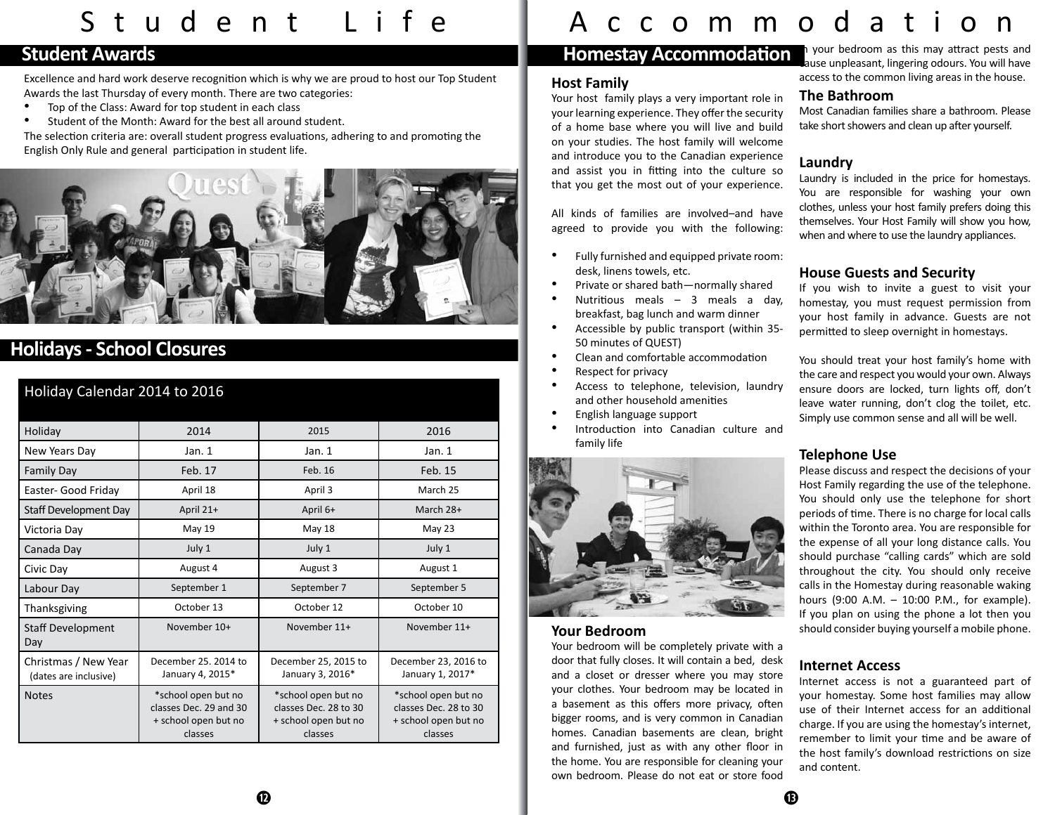# Student Life

## Student Awards

Excellence and hard work deserve recognition which is why we are proud to host our Top Student Awards the last Thursday of every month. There are two categories:

- Top of the Class: Award for top student in each class
- Student of the Month: Award for the best all around student.

The selection criteria are: overall student progress evaluations, adhering to and promoting the English Only Rule and general participation in student life.

## Holidays - School Closures

| Holiday Calendar 2014 to 2016 | | | |
|---|---|---|---|
| Holiday | 2014 | 2015 | 2016 |
| New Years Day | Jan. 1 | Jan. 1 | Jan. 1 |
| Family Day | Feb. 17 | Feb. 16 | Feb. 15 |
| Easter- Good Friday | April 18 | April 3 | March 25 |
| Staff Development Day | April 21+ | April 6+ | March 28+ |
| Victoria Day | May 19 | May 18 | May 23 |
| Canada Day | July 1 | July 1 | July 1 |
| Civic Day | August 4 | August 3 | August 1 |
| Labour Day | September 1 | September 7 | September 5 |
| Thanksgiving | October 13 | October 12 | October 10 |
| Staff Development Day | November 10+ | November 11+ | November 11+ |
| Christmas / New Year (dates are inclusive) | December 25. 2014 to January 4, 2015* | December 25, 2015 to January 3, 2016* | December 23, 2016 to January 1, 2017* |
| Notes | *school open but no classes Dec. 29 and 30 + school open but no classes | *school open but no classes Dec. 28 to 30 + school open but no classes | *school open but no classes Dec. 28 to 30 + school open but no classes |

# Accommodation

## Homestay Accommodation

### Host Family

Your host family plays a very important role in your learning experience. They offer the security of a home base where you will live and build on your studies. The host family will welcome and introduce you to the Canadian experience and assist you in fitting into the culture so that you get the most out of your experience.

All kinds of families are involved–and have agreed to provide you with the following:

- Fully furnished and equipped private room: desk, linens towels, etc.
- Private or shared bath—normally shared
- Nutritious meals – 3 meals a day, breakfast, bag lunch and warm dinner
- Accessible by public transport (within 35-50 minutes of QUEST)
- Clean and comfortable accommodation
- Respect for privacy
- Access to telephone, television, laundry and other household amenities
- English language support
- Introduction into Canadian culture and family life

### Your Bedroom

Your bedroom will be completely private with a door that fully closes. It will contain a bed, desk and a closet or dresser where you may store your clothes. Your bedroom may be located in a basement as this offers more privacy, often bigger rooms, and is very common in Canadian homes. Canadian basements are clean, bright and furnished, just as with any other floor in the home. You are responsible for cleaning your own bedroom. Please do not eat or store food in your bedroom as this may attract pests and cause unpleasant, lingering odours. You will have access to the common living areas in the house.

### The Bathroom

Most Canadian families share a bathroom. Please take short showers and clean up after yourself.

### Laundry

Laundry is included in the price for homestays. You are responsible for washing your own clothes, unless your host family prefers doing this themselves. Your Host Family will show you how, when and where to use the laundry appliances.

### House Guests and Security

If you wish to invite a guest to visit your homestay, you must request permission from your host family in advance. Guests are not permitted to sleep overnight in homestays.

You should treat your host family's home with the care and respect you would your own. Always ensure doors are locked, turn lights off, don't leave water running, don't clog the toilet, etc. Simply use common sense and all will be well.

### Telephone Use

Please discuss and respect the decisions of your Host Family regarding the use of the telephone. You should only use the telephone for short periods of time. There is no charge for local calls within the Toronto area. You are responsible for the expense of all your long distance calls. You should purchase "calling cards" which are sold throughout the city. You should only receive calls in the Homestay during reasonable waking hours (9:00 A.M. – 10:00 P.M., for example). If you plan on using the phone a lot then you should consider buying yourself a mobile phone.

### Internet Access

Internet access is not a guaranteed part of your homestay. Some host families may allow use of their Internet access for an additional charge. If you are using the homestay's internet, remember to limit your time and be aware of the host family's download restrictions on size and content.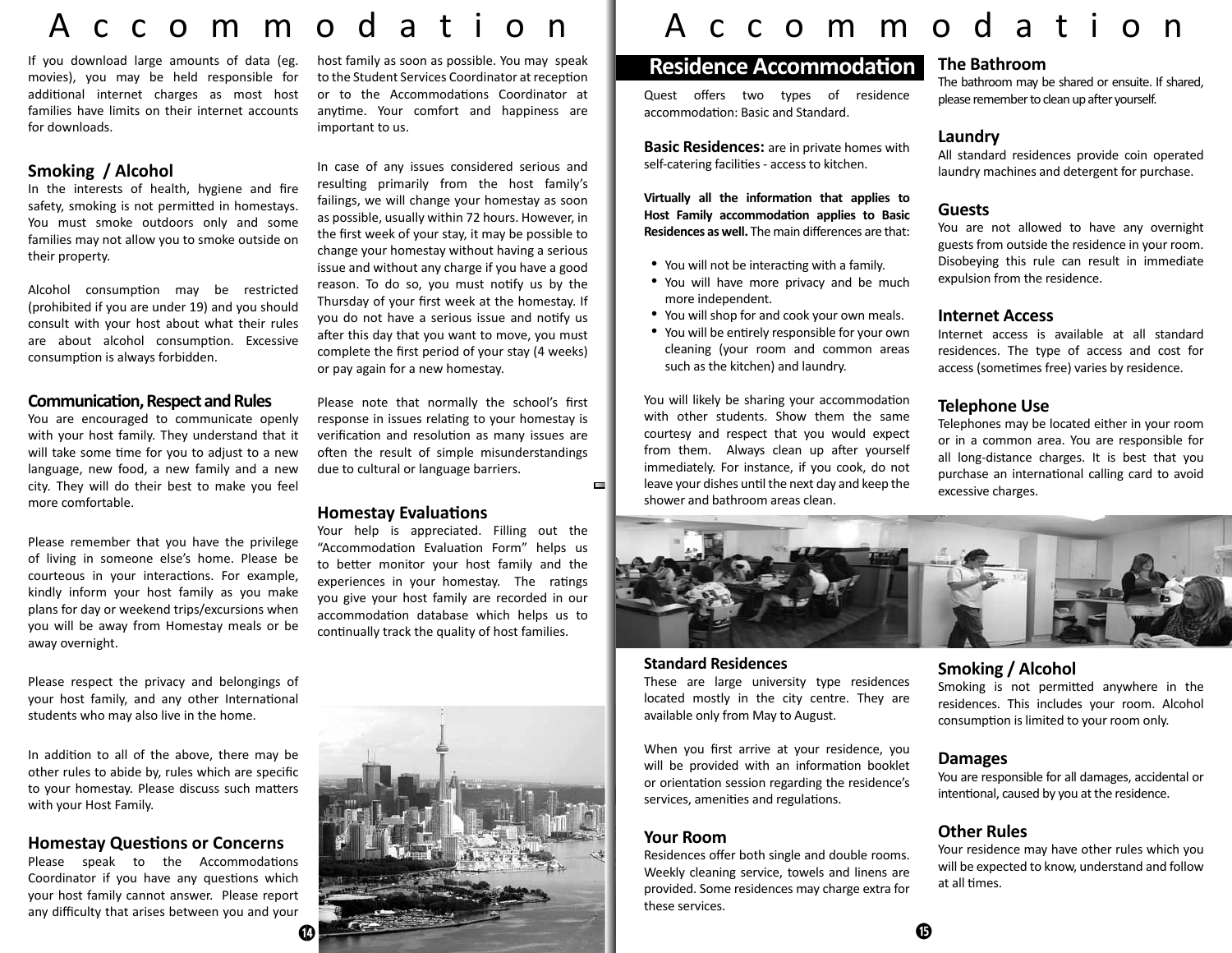# Accommodation

If you download large amounts of data (eg. movies), you may be held responsible for additional internet charges as most host families have limits on their internet accounts for downloads.

## Smoking / Alcohol

In the interests of health, hygiene and fire safety, smoking is not permitted in homestays. You must smoke outdoors only and some families may not allow you to smoke outside on their property.

Alcohol consumption may be restricted (prohibited if you are under 19) and you should consult with your host about what their rules are about alcohol consumption. Excessive consumption is always forbidden.

## Communication, Respect and Rules

You are encouraged to communicate openly with your host family. They understand that it will take some time for you to adjust to a new language, new food, a new family and a new city. They will do their best to make you feel more comfortable.

Please remember that you have the privilege of living in someone else's home. Please be courteous in your interactions. For example, kindly inform your host family as you make plans for day or weekend trips/excursions when you will be away from Homestay meals or be away overnight.

Please respect the privacy and belongings of your host family, and any other International students who may also live in the home.

In addition to all of the above, there may be other rules to abide by, rules which are specific to your homestay. Please discuss such matters with your Host Family.

## Homestay Questions or Concerns

Please speak to the Accommodations Coordinator if you have any questions which your host family cannot answer. Please report any difficulty that arises between you and your host family as soon as possible. You may speak to the Student Services Coordinator at reception or to the Accommodations Coordinator at anytime. Your comfort and happiness are important to us.

In case of any issues considered serious and resulting primarily from the host family's failings, we will change your homestay as soon as possible, usually within 72 hours. However, in the first week of your stay, it may be possible to change your homestay without having a serious issue and without any charge if you have a good reason. To do so, you must notify us by the Thursday of your first week at the homestay. If you do not have a serious issue and notify us after this day that you want to move, you must complete the first period of your stay (4 weeks) or pay again for a new homestay.

Please note that normally the school's first response in issues relating to your homestay is verification and resolution as many issues are often the result of simple misunderstandings due to cultural or language barriers.

## Homestay Evaluations

Your help is appreciated. Filling out the "Accommodation Evaluation Form" helps us to better monitor your host family and the experiences in your homestay. The ratings you give your host family are recorded in our accommodation database which helps us to continually track the quality of host families.

# Accommodation

## Residence Accommodation

Quest offers two types of residence accommodation: Basic and Standard.

**Basic Residences:** are in private homes with self-catering facilities - access to kitchen.

**Virtually all the information that applies to Host Family accommodation applies to Basic Residences as well.** The main differences are that:

- You will not be interacting with a family.
- You will have more privacy and be much more independent.
- You will shop for and cook your own meals.
- You will be entirely responsible for your own cleaning (your room and common areas such as the kitchen) and laundry.

You will likely be sharing your accommodation with other students. Show them the same courtesy and respect that you would expect from them. Always clean up after yourself immediately. For instance, if you cook, do not leave your dishes until the next day and keep the shower and bathroom areas clean.

## The Bathroom

The bathroom may be shared or ensuite. If shared, please remember to clean up after yourself.

## Laundry

All standard residences provide coin operated laundry machines and detergent for purchase.

## Guests

You are not allowed to have any overnight guests from outside the residence in your room. Disobeying this rule can result in immediate expulsion from the residence.

## Internet Access

Internet access is available at all standard residences. The type of access and cost for access (sometimes free) varies by residence.

## Telephone Use

Telephones may be located either in your room or in a common area. You are responsible for all long-distance charges. It is best that you purchase an international calling card to avoid excessive charges.

## Standard Residences

These are large university type residences located mostly in the city centre. They are available only from May to August.

When you first arrive at your residence, you will be provided with an information booklet or orientation session regarding the residence's services, amenities and regulations.

## Your Room

Residences offer both single and double rooms. Weekly cleaning service, towels and linens are provided. Some residences may charge extra for these services.

## Smoking / Alcohol

Smoking is not permitted anywhere in the residences. This includes your room. Alcohol consumption is limited to your room only.

## Damages

You are responsible for all damages, accidental or intentional, caused by you at the residence.

## Other Rules

Your residence may have other rules which you will be expected to know, understand and follow at all times.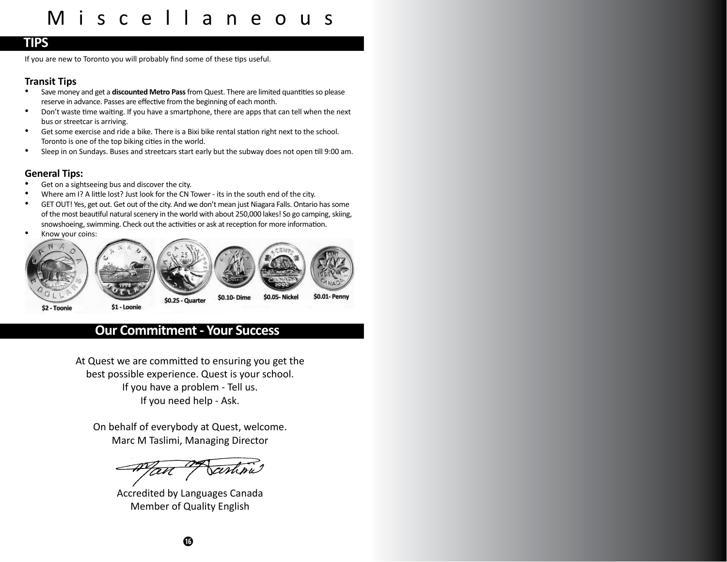# Miscellaneous

## TIPS

If you are new to Toronto you will probably find some of these tips useful.

### Transit Tips

- Save money and get a **discounted Metro Pass** from Quest. There are limited quantities so please reserve in advance. Passes are effective from the beginning of each month.
- Don't waste time waiting. If you have a smartphone, there are apps that can tell when the next bus or streetcar is arriving.
- Get some exercise and ride a bike. There is a Bixi bike rental station right next to the school. Toronto is one of the top biking cities in the world.
- Sleep in on Sundays. Buses and streetcars start early but the subway does not open till 9:00 am.

### General Tips:

- Get on a sightseeing bus and discover the city.
- Where am I? A little lost? Just look for the CN Tower - its in the south end of the city.
- GET OUT! Yes, get out. Get out of the city. And we don't mean just Niagara Falls. Ontario has some of the most beautiful natural scenery in the world with about 250,000 lakes! So go camping, skiing, snowshoeing, swimming. Check out the activities or ask at reception for more information.
- Know your coins:

$2 - Toonie
$1 - Loonie
$0.25 - Quarter
$0.10- Dime
$0.05- Nickel
$0.01- Penny

## Our Commitment - Your Success

At Quest we are committed to ensuring you get the best possible experience. Quest is your school.
If you have a problem - Tell us.
If you need help - Ask.

On behalf of everybody at Quest, welcome.
Marc M Taslimi, Managing Director

Accredited by Languages Canada
Member of Quality English